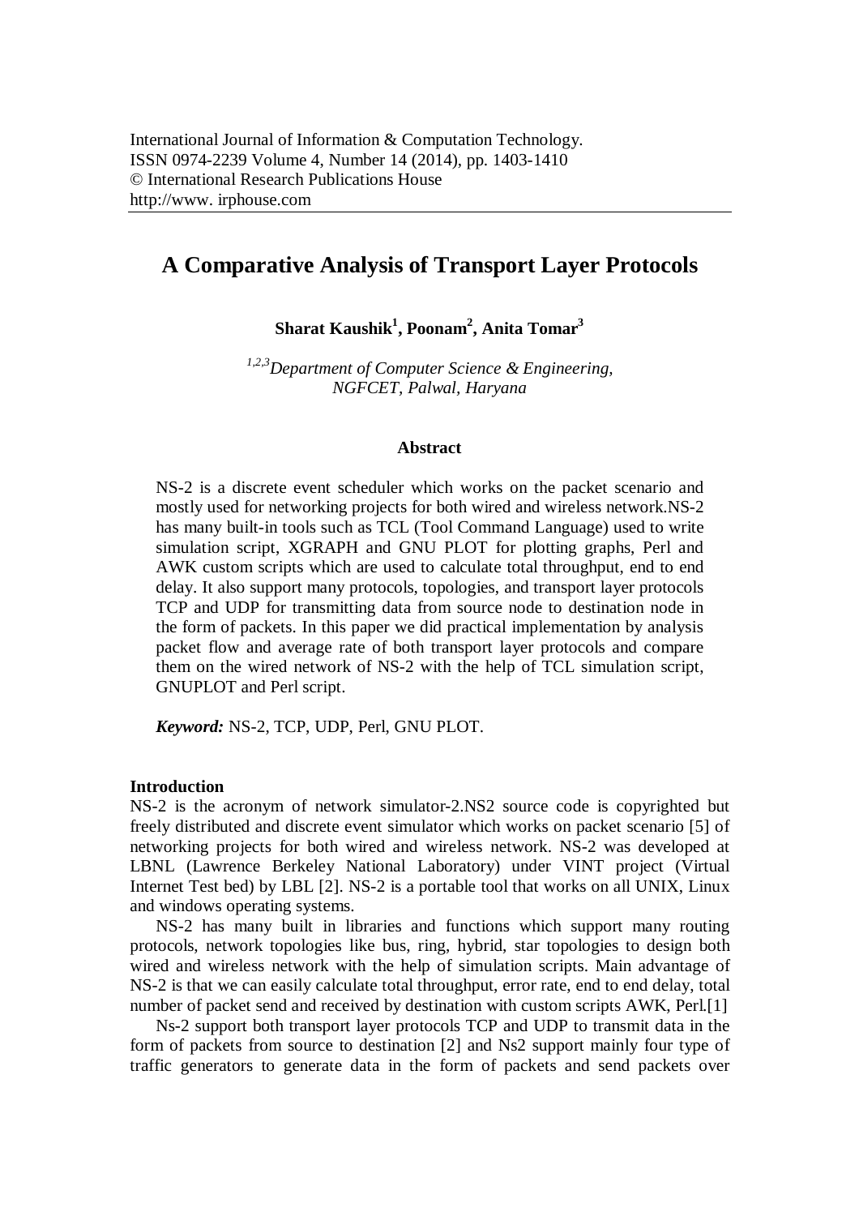# A Comparative Analysis of Transport Layer Protocols

**Sharat Kaushik[1], Poonam[2], Anita Tomar[3]**

*[1,2,3]Department of Computer Science & Engineering, NGFCET, Palwal, Haryana*

### Abstract

NS-2 is a discrete event scheduler which works on the packet scenario and mostly used for networking projects for both wired and wireless network.NS-2 has many built-in tools such as TCL (Tool Command Language) used to write simulation script, XGRAPH and GNU PLOT for plotting graphs, Perl and AWK custom scripts which are used to calculate total throughput, end to end delay. It also support many protocols, topologies, and transport layer protocols TCP and UDP for transmitting data from source node to destination node in the form of packets. In this paper we did practical implementation by analysis packet flow and average rate of both transport layer protocols and compare them on the wired network of NS-2 with the help of TCL simulation script, GNUPLOT and Perl script.

***Keyword:*** NS-2, TCP, UDP, Perl, GNU PLOT.

## Introduction

NS-2 is the acronym of network simulator-2.NS2 source code is copyrighted but freely distributed and discrete event simulator which works on packet scenario [5] of networking projects for both wired and wireless network. NS-2 was developed at LBNL (Lawrence Berkeley National Laboratory) under VINT project (Virtual Internet Test bed) by LBL [2]. NS-2 is a portable tool that works on all UNIX, Linux and windows operating systems.

NS-2 has many built in libraries and functions which support many routing protocols, network topologies like bus, ring, hybrid, star topologies to design both wired and wireless network with the help of simulation scripts. Main advantage of NS-2 is that we can easily calculate total throughput, error rate, end to end delay, total number of packet send and received by destination with custom scripts AWK, Perl.[1]

Ns-2 support both transport layer protocols TCP and UDP to transmit data in the form of packets from source to destination [2] and Ns2 support mainly four type of traffic generators to generate data in the form of packets and send packets over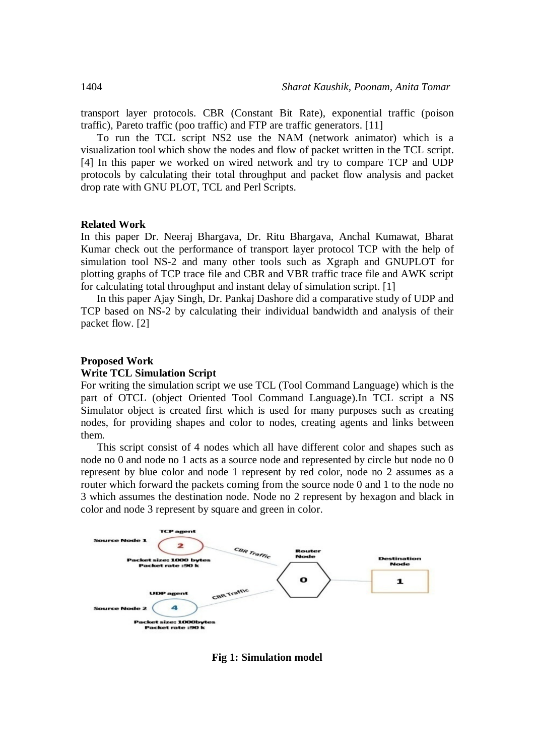transport layer protocols. CBR (Constant Bit Rate), exponential traffic (poison traffic), Pareto traffic (poo traffic) and FTP are traffic generators. [11]

To run the TCL script NS2 use the NAM (network animator) which is a visualization tool which show the nodes and flow of packet written in the TCL script. [4] In this paper we worked on wired network and try to compare TCP and UDP protocols by calculating their total throughput and packet flow analysis and packet drop rate with GNU PLOT, TCL and Perl Scripts.

## Related Work

In this paper Dr. Neeraj Bhargava, Dr. Ritu Bhargava, Anchal Kumawat, Bharat Kumar check out the performance of transport layer protocol TCP with the help of simulation tool NS-2 and many other tools such as Xgraph and GNUPLOT for plotting graphs of TCP trace file and CBR and VBR traffic trace file and AWK script for calculating total throughput and instant delay of simulation script. [1]

In this paper Ajay Singh, Dr. Pankaj Dashore did a comparative study of UDP and TCP based on NS-2 by calculating their individual bandwidth and analysis of their packet flow. [2]

## Proposed Work

### Write TCL Simulation Script

For writing the simulation script we use TCL (Tool Command Language) which is the part of OTCL (object Oriented Tool Command Language).In TCL script a NS Simulator object is created first which is used for many purposes such as creating nodes, for providing shapes and color to nodes, creating agents and links between them.

This script consist of 4 nodes which all have different color and shapes such as node no 0 and node no 1 acts as a source node and represented by circle but node no 0 represent by blue color and node 1 represent by red color, node no 2 assumes as a router which forward the packets coming from the source node 0 and 1 to the node no 3 which assumes the destination node. Node no 2 represent by hexagon and black in color and node 3 represent by square and green in color.

TCP agent
Source Node 1
2
Packet size: 1000 bytes
Packet rate :90 k
CBR Traffic
Router Node
0
Destination Node
1
UDP agent
CBR Traffic
Source Node 2
4
Packet size: 1000bytes
Packet rate :90 k

**Fig 1: Simulation model**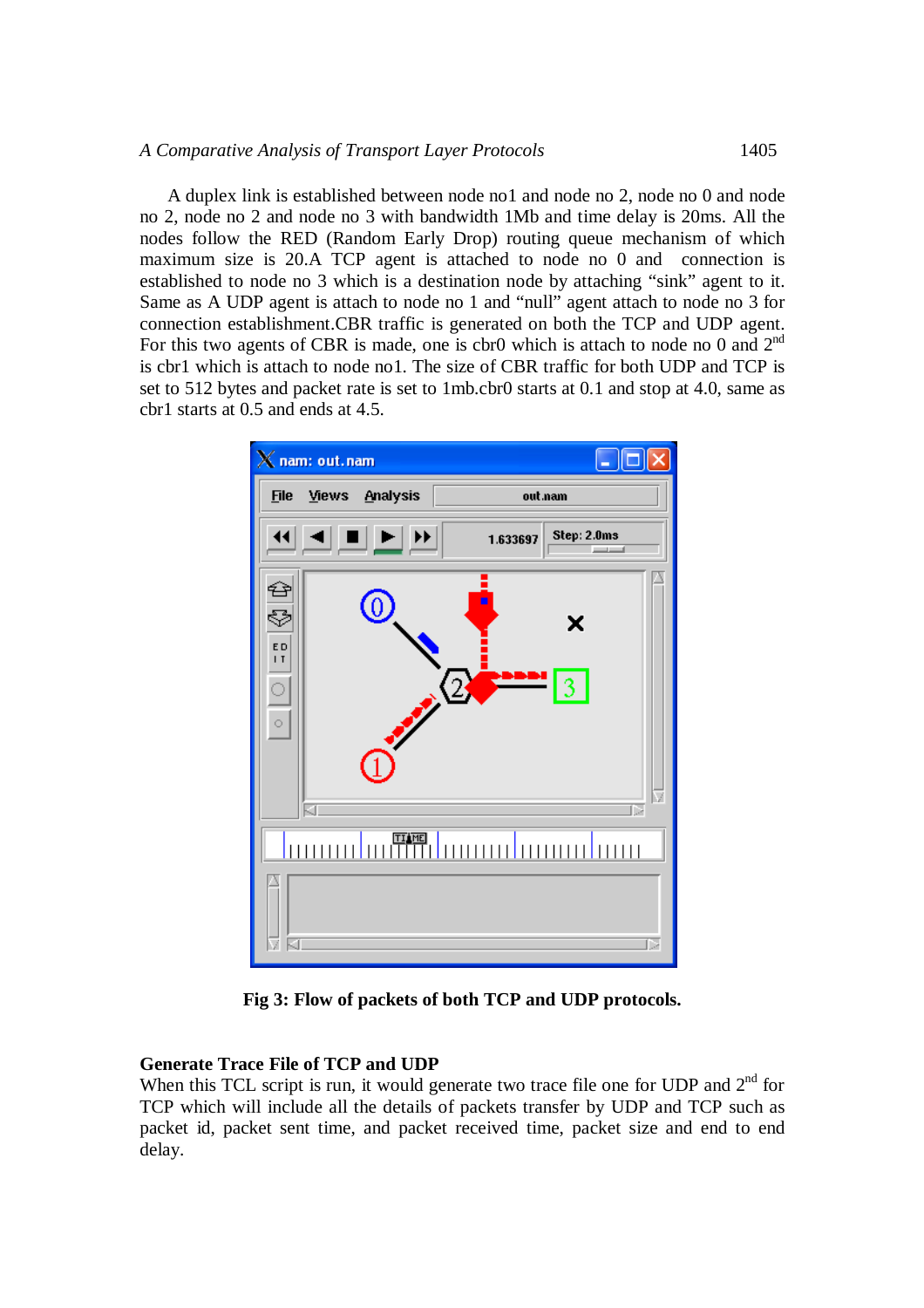A duplex link is established between node no1 and node no 2, node no 0 and node no 2, node no 2 and node no 3 with bandwidth 1Mb and time delay is 20ms. All the nodes follow the RED (Random Early Drop) routing queue mechanism of which maximum size is 20.A TCP agent is attached to node no 0 and connection is established to node no 3 which is a destination node by attaching “sink” agent to it. Same as A UDP agent is attach to node no 1 and “null” agent attach to node no 3 for connection establishment.CBR traffic is generated on both the TCP and UDP agent. For this two agents of CBR is made, one is cbr0 which is attach to node no 0 and 2nd is cbr1 which is attach to node no1. The size of CBR traffic for both UDP and TCP is set to 512 bytes and packet rate is set to 1mb.cbr0 starts at 0.1 and stop at 4.0, same as cbr1 starts at 0.5 and ends at 4.5.

**Fig 3: Flow of packets of both TCP and UDP protocols.**

**Generate Trace File of TCP and UDP**

When this TCL script is run, it would generate two trace file one for UDP and 2nd for TCP which will include all the details of packets transfer by UDP and TCP such as packet id, packet sent time, and packet received time, packet size and end to end delay.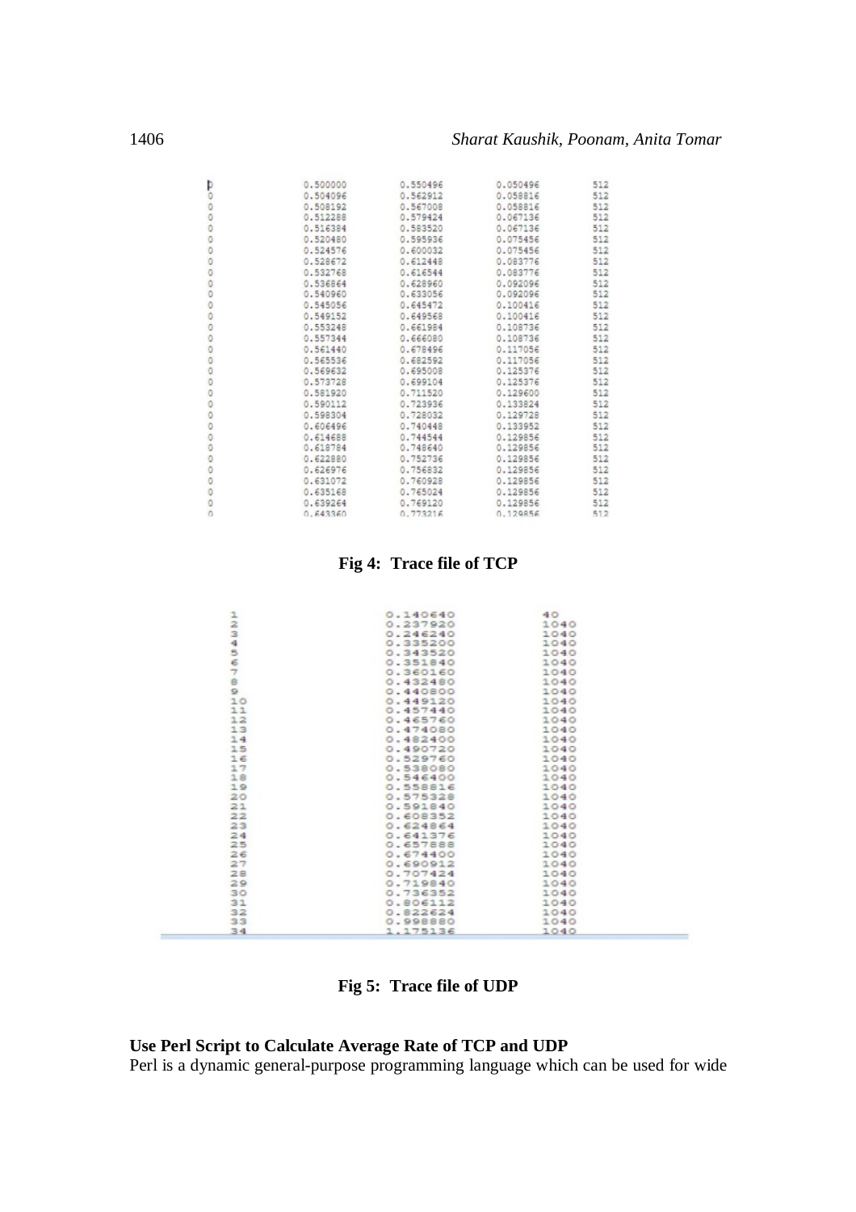| | | | | |
|---|---|---|---|---|
| 0 | 0.500000 | 0.550496 | 0.050496 | 512 |
| 0 | 0.504096 | 0.562912 | 0.058816 | 512 |
| 0 | 0.508192 | 0.567008 | 0.058816 | 512 |
| 0 | 0.512288 | 0.579424 | 0.067136 | 512 |
| 0 | 0.516384 | 0.583520 | 0.067136 | 512 |
| 0 | 0.520480 | 0.595936 | 0.075456 | 512 |
| 0 | 0.524576 | 0.600032 | 0.075456 | 512 |
| 0 | 0.528672 | 0.612448 | 0.083776 | 512 |
| 0 | 0.532768 | 0.616544 | 0.083776 | 512 |
| 0 | 0.536864 | 0.628960 | 0.092096 | 512 |
| 0 | 0.540960 | 0.633056 | 0.092096 | 512 |
| 0 | 0.545056 | 0.645472 | 0.100416 | 512 |
| 0 | 0.549152 | 0.649568 | 0.100416 | 512 |
| 0 | 0.553248 | 0.661984 | 0.108736 | 512 |
| 0 | 0.557344 | 0.666080 | 0.108736 | 512 |
| 0 | 0.561440 | 0.678496 | 0.117056 | 512 |
| 0 | 0.565536 | 0.682592 | 0.117056 | 512 |
| 0 | 0.569632 | 0.695008 | 0.125376 | 512 |
| 0 | 0.573728 | 0.699104 | 0.125376 | 512 |
| 0 | 0.581920 | 0.711520 | 0.129600 | 512 |
| 0 | 0.590112 | 0.723936 | 0.133824 | 512 |
| 0 | 0.598304 | 0.728032 | 0.129728 | 512 |
| 0 | 0.606496 | 0.740448 | 0.133952 | 512 |
| 0 | 0.614688 | 0.744544 | 0.129856 | 512 |
| 0 | 0.618784 | 0.748640 | 0.129856 | 512 |
| 0 | 0.622880 | 0.752736 | 0.129856 | 512 |
| 0 | 0.626976 | 0.756832 | 0.129856 | 512 |
| 0 | 0.631072 | 0.760928 | 0.129856 | 512 |
| 0 | 0.635168 | 0.765024 | 0.129856 | 512 |
| 0 | 0.639264 | 0.769120 | 0.129856 | 512 |
| 0 | 0.643360 | 0.773216 | 0.129856 | 512 |

**Fig 4: Trace file of TCP**

| | | |
|---|---|---|
| 1 | 0.140640 | 40 |
| 2 | 0.237920 | 1040 |
| 3 | 0.246240 | 1040 |
| 4 | 0.335200 | 1040 |
| 5 | 0.343520 | 1040 |
| 6 | 0.351840 | 1040 |
| 7 | 0.360160 | 1040 |
| 8 | 0.432480 | 1040 |
| 9 | 0.440800 | 1040 |
| 10 | 0.449120 | 1040 |
| 11 | 0.457440 | 1040 |
| 12 | 0.465760 | 1040 |
| 13 | 0.474080 | 1040 |
| 14 | 0.482400 | 1040 |
| 15 | 0.490720 | 1040 |
| 16 | 0.529760 | 1040 |
| 17 | 0.538080 | 1040 |
| 18 | 0.546400 | 1040 |
| 19 | 0.558816 | 1040 |
| 20 | 0.575328 | 1040 |
| 21 | 0.591840 | 1040 |
| 22 | 0.608352 | 1040 |
| 23 | 0.624864 | 1040 |
| 24 | 0.641376 | 1040 |
| 25 | 0.657888 | 1040 |
| 26 | 0.674400 | 1040 |
| 27 | 0.690912 | 1040 |
| 28 | 0.707424 | 1040 |
| 29 | 0.719840 | 1040 |
| 30 | 0.736352 | 1040 |
| 31 | 0.806112 | 1040 |
| 32 | 0.822624 | 1040 |
| 33 | 0.998880 | 1040 |
| 34 | 1.175136 | 1040 |

**Fig 5: Trace file of UDP**

### Use Perl Script to Calculate Average Rate of TCP and UDP

Perl is a dynamic general-purpose programming language which can be used for wide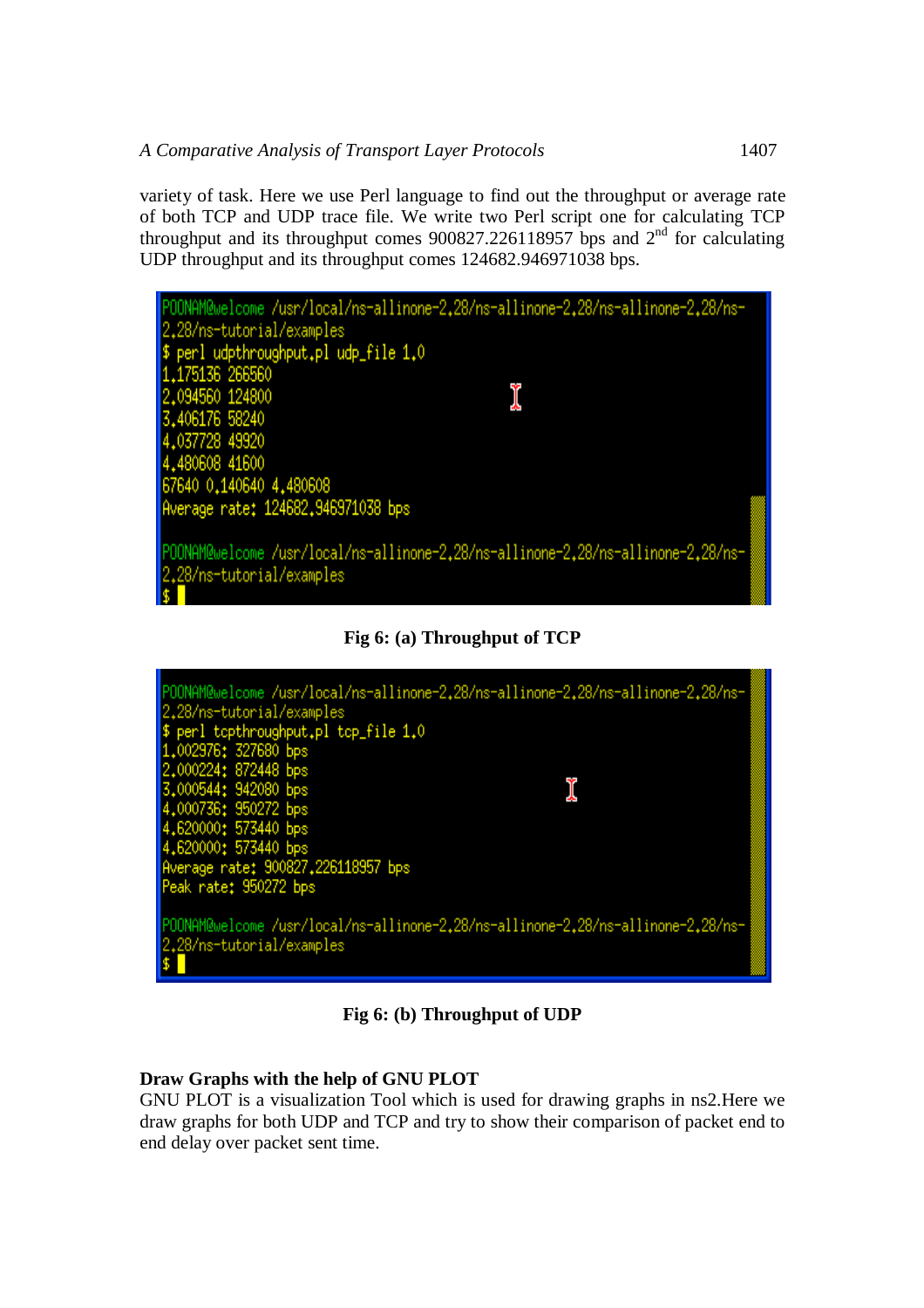variety of task. Here we use Perl language to find out the throughput or average rate of both TCP and UDP trace file. We write two Perl script one for calculating TCP throughput and its throughput comes 900827.226118957 bps and 2[nd] for calculating UDP throughput and its throughput comes 124682.946971038 bps.

```
POONAM@welcome /usr/local/ns-allinone-2.28/ns-allinone-2.28/ns-allinone-2.28/ns-2.28/ns-tutorial/examples
$ perl udpthroughput.pl udp_file 1.0
1.175136 266560
2.094560 124800
3.406176 58240
4.037728 49920
4.480608 41600
67640 0.140640 4.480608
Average rate: 124682.946971038 bps

POONAM@welcome /usr/local/ns-allinone-2.28/ns-allinone-2.28/ns-allinone-2.28/ns-2.28/ns-tutorial/examples
$
```

**Fig 6: (a) Throughput of TCP**

```
POONAM@welcome /usr/local/ns-allinone-2.28/ns-allinone-2.28/ns-allinone-2.28/ns-2.28/ns-tutorial/examples
$ perl tcpthroughput.pl tcp_file 1.0
1.002976: 327680 bps
2.000224: 872448 bps
3.000544: 942080 bps
4.000736: 950272 bps
4.620000: 573440 bps
4.620000: 573440 bps
Average rate: 900827.226118957 bps
Peak rate: 950272 bps

POONAM@welcome /usr/local/ns-allinone-2.28/ns-allinone-2.28/ns-allinone-2.28/ns-2.28/ns-tutorial/examples
$
```

**Fig 6: (b) Throughput of UDP**

**Draw Graphs with the help of GNU PLOT**

GNU PLOT is a visualization Tool which is used for drawing graphs in ns2.Here we draw graphs for both UDP and TCP and try to show their comparison of packet end to end delay over packet sent time.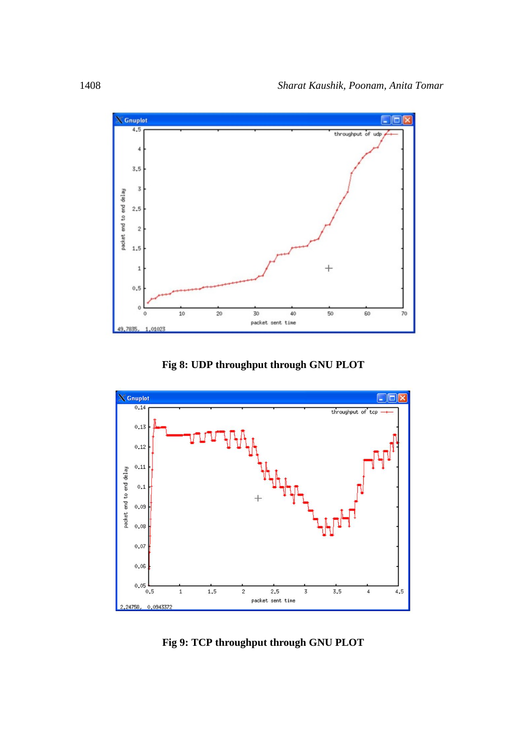**Fig 8: UDP throughput through GNU PLOT**

**Fig 9: TCP throughput through GNU PLOT**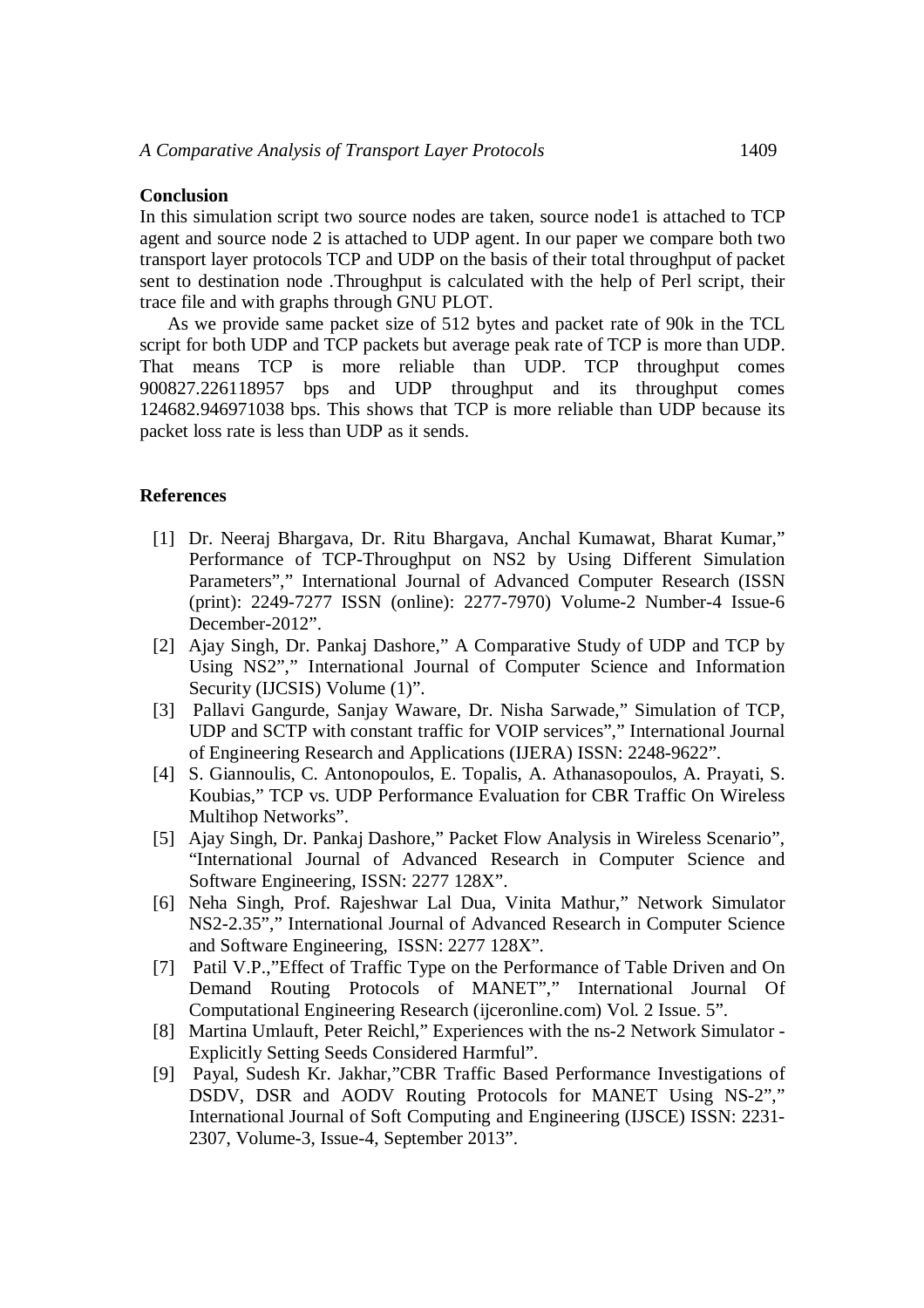## Conclusion

In this simulation script two source nodes are taken, source node1 is attached to TCP agent and source node 2 is attached to UDP agent. In our paper we compare both two transport layer protocols TCP and UDP on the basis of their total throughput of packet sent to destination node .Throughput is calculated with the help of Perl script, their trace file and with graphs through GNU PLOT.

As we provide same packet size of 512 bytes and packet rate of 90k in the TCL script for both UDP and TCP packets but average peak rate of TCP is more than UDP. That means TCP is more reliable than UDP. TCP throughput comes 900827.226118957 bps and UDP throughput and its throughput comes 124682.946971038 bps. This shows that TCP is more reliable than UDP because its packet loss rate is less than UDP as it sends.

## References

[1] Dr. Neeraj Bhargava, Dr. Ritu Bhargava, Anchal Kumawat, Bharat Kumar," Performance of TCP-Throughput on NS2 by Using Different Simulation Parameters"," International Journal of Advanced Computer Research (ISSN (print): 2249-7277 ISSN (online): 2277-7970) Volume-2 Number-4 Issue-6 December-2012".

[2] Ajay Singh, Dr. Pankaj Dashore," A Comparative Study of UDP and TCP by Using NS2"," International Journal of Computer Science and Information Security (IJCSIS) Volume (1)".

[3] Pallavi Gangurde, Sanjay Waware, Dr. Nisha Sarwade," Simulation of TCP, UDP and SCTP with constant traffic for VOIP services"," International Journal of Engineering Research and Applications (IJERA) ISSN: 2248-9622".

[4] S. Giannoulis, C. Antonopoulos, E. Topalis, A. Athanasopoulos, A. Prayati, S. Koubias," TCP vs. UDP Performance Evaluation for CBR Traffic On Wireless Multihop Networks".

[5] Ajay Singh, Dr. Pankaj Dashore," Packet Flow Analysis in Wireless Scenario", "International Journal of Advanced Research in Computer Science and Software Engineering, ISSN: 2277 128X".

[6] Neha Singh, Prof. Rajeshwar Lal Dua, Vinita Mathur," Network Simulator NS2-2.35"," International Journal of Advanced Research in Computer Science and Software Engineering, ISSN: 2277 128X".

[7] Patil V.P.,"Effect of Traffic Type on the Performance of Table Driven and On Demand Routing Protocols of MANET"," International Journal Of Computational Engineering Research (ijceronline.com) Vol. 2 Issue. 5".

[8] Martina Umlauft, Peter Reichl," Experiences with the ns-2 Network Simulator - Explicitly Setting Seeds Considered Harmful".

[9] Payal, Sudesh Kr. Jakhar,"CBR Traffic Based Performance Investigations of DSDV, DSR and AODV Routing Protocols for MANET Using NS-2"," International Journal of Soft Computing and Engineering (IJSCE) ISSN: 2231-2307, Volume-3, Issue-4, September 2013".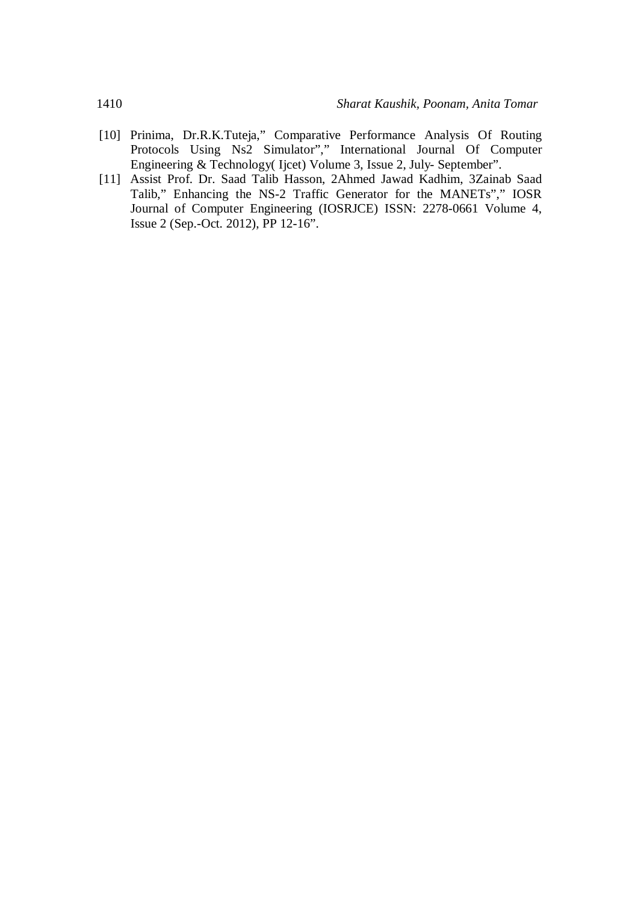[10] Prinima, Dr.R.K.Tuteja," Comparative Performance Analysis Of Routing Protocols Using Ns2 Simulator"," International Journal Of Computer Engineering & Technology( Ijcet) Volume 3, Issue 2, July- September".

[11] Assist Prof. Dr. Saad Talib Hasson, 2Ahmed Jawad Kadhim, 3Zainab Saad Talib," Enhancing the NS-2 Traffic Generator for the MANETs"," IOSR Journal of Computer Engineering (IOSRJCE) ISSN: 2278-0661 Volume 4, Issue 2 (Sep.-Oct. 2012), PP 12-16".